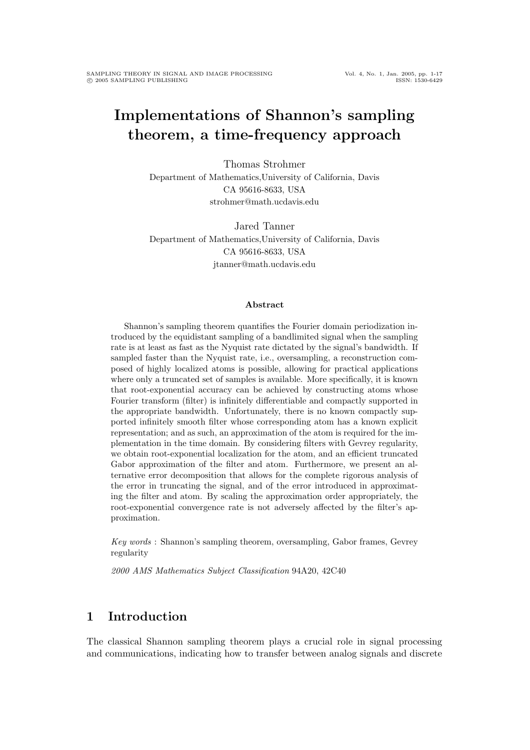# Implementations of Shannon's sampling theorem, a time-frequency approach

Thomas Strohmer
Department of Mathematics,University of California, Davis
CA 95616-8633, USA
strohmer@math.ucdavis.edu

Jared Tanner
Department of Mathematics,University of California, Davis
CA 95616-8633, USA
jtanner@math.ucdavis.edu

#### Abstract

Shannon's sampling theorem quantifies the Fourier domain periodization introduced by the equidistant sampling of a bandlimited signal when the sampling rate is at least as fast as the Nyquist rate dictated by the signal's bandwidth. If sampled faster than the Nyquist rate, i.e., oversampling, a reconstruction composed of highly localized atoms is possible, allowing for practical applications where only a truncated set of samples is available. More specifically, it is known that root-exponential accuracy can be achieved by constructing atoms whose Fourier transform (filter) is infinitely differentiable and compactly supported in the appropriate bandwidth. Unfortunately, there is no known compactly supported infinitely smooth filter whose corresponding atom has a known explicit representation; and as such, an approximation of the atom is required for the implementation in the time domain. By considering filters with Gevrey regularity, we obtain root-exponential localization for the atom, and an efficient truncated Gabor approximation of the filter and atom. Furthermore, we present an alternative error decomposition that allows for the complete rigorous analysis of the error in truncating the signal, and of the error introduced in approximating the filter and atom. By scaling the approximation order appropriately, the root-exponential convergence rate is not adversely affected by the filter's approximation.

*Key words* : Shannon's sampling theorem, oversampling, Gabor frames, Gevrey regularity

*2000 AMS Mathematics Subject Classification* 94A20, 42C40

## 1 Introduction

The classical Shannon sampling theorem plays a crucial role in signal processing and communications, indicating how to transfer between analog signals and discrete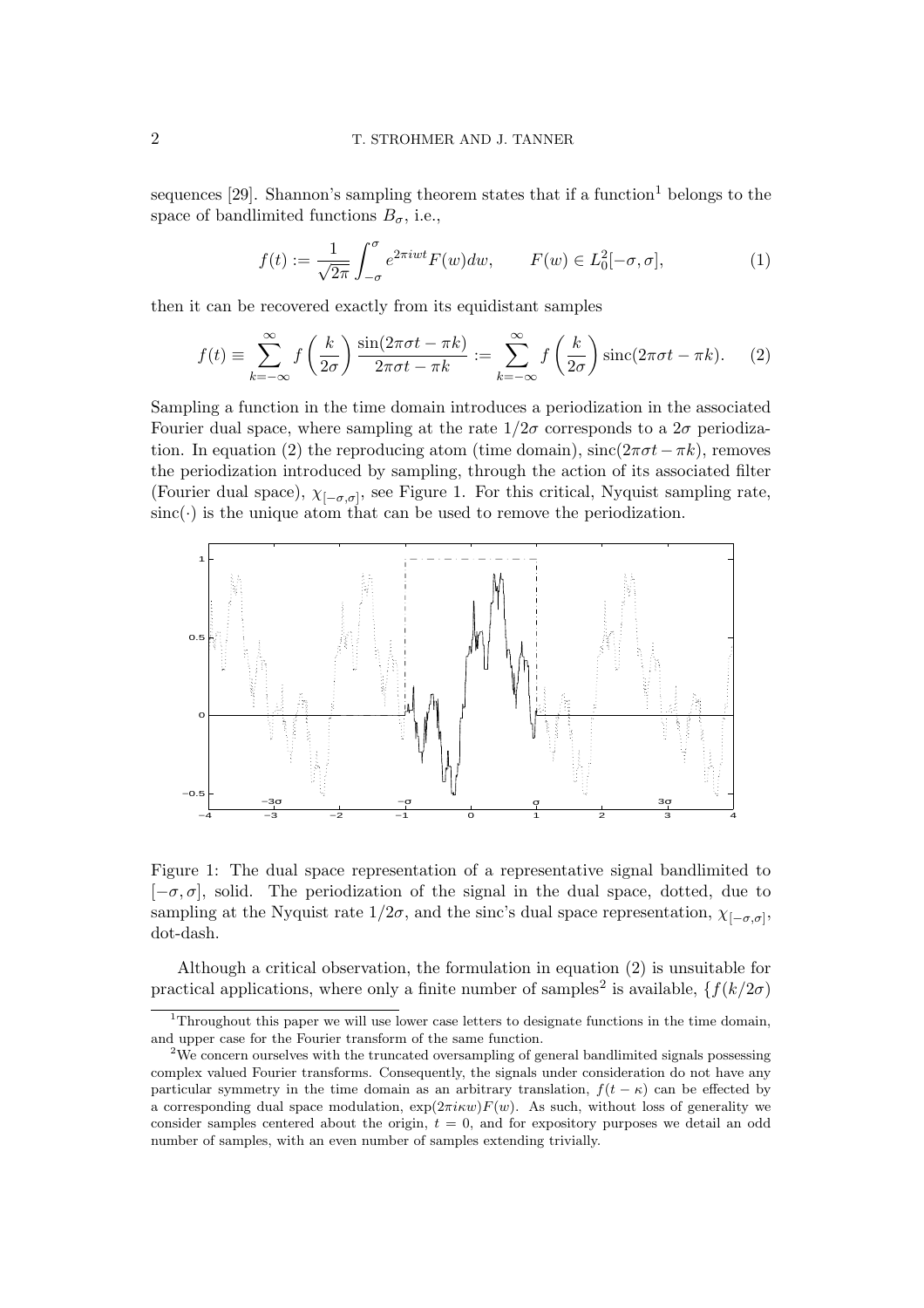sequences [29]. Shannon's sampling theorem states that if a function[1] belongs to the space of bandlimited functions $B_\sigma$, i.e.,

$$f(t) := \frac{1}{\sqrt{2\pi}} \int_{-\sigma}^{\sigma} e^{2\pi i w t} F(w) dw, \qquad F(w) \in L_0^2[-\sigma, \sigma], \tag{1}$$

then it can be recovered exactly from its equidistant samples

$$f(t) \equiv \sum_{k=-\infty}^{\infty} f\left(\frac{k}{2\sigma}\right) \frac{\sin(2\pi\sigma t - \pi k)}{2\pi\sigma t - \pi k} := \sum_{k=-\infty}^{\infty} f\left(\frac{k}{2\sigma}\right) \operatorname{sinc}(2\pi\sigma t - \pi k). \tag{2}$$

Sampling a function in the time domain introduces a periodization in the associated Fourier dual space, where sampling at the rate $1/2\sigma$ corresponds to a $2\sigma$ periodization. In equation (2) the reproducing atom (time domain), $\operatorname{sinc}(2\pi\sigma t - \pi k)$, removes the periodization introduced by sampling, through the action of its associated filter (Fourier dual space), $\chi_{[-\sigma,\sigma]}$, see Figure 1. For this critical, Nyquist sampling rate, $\operatorname{sinc}(\cdot)$ is the unique atom that can be used to remove the periodization.

Figure 1: The dual space representation of a representative signal bandlimited to $[-\sigma, \sigma]$, solid. The periodization of the signal in the dual space, dotted, due to sampling at the Nyquist rate $1/2\sigma$, and the sinc's dual space representation, $\chi_{[-\sigma,\sigma]}$, dot-dash.

Although a critical observation, the formulation in equation (2) is unsuitable for practical applications, where only a finite number of samples[2] is available, $\{f(k/2\sigma)$

[1] Throughout this paper we will use lower case letters to designate functions in the time domain, and upper case for the Fourier transform of the same function.

[2] We concern ourselves with the truncated oversampling of general bandlimited signals possessing complex valued Fourier transforms. Consequently, the signals under consideration do not have any particular symmetry in the time domain as an arbitrary translation, $f(t - \kappa)$ can be effected by a corresponding dual space modulation, $\exp(2\pi i \kappa w) F(w)$. As such, without loss of generality we consider samples centered about the origin, $t = 0$, and for expository purposes we detail an odd number of samples, with an even number of samples extending trivially.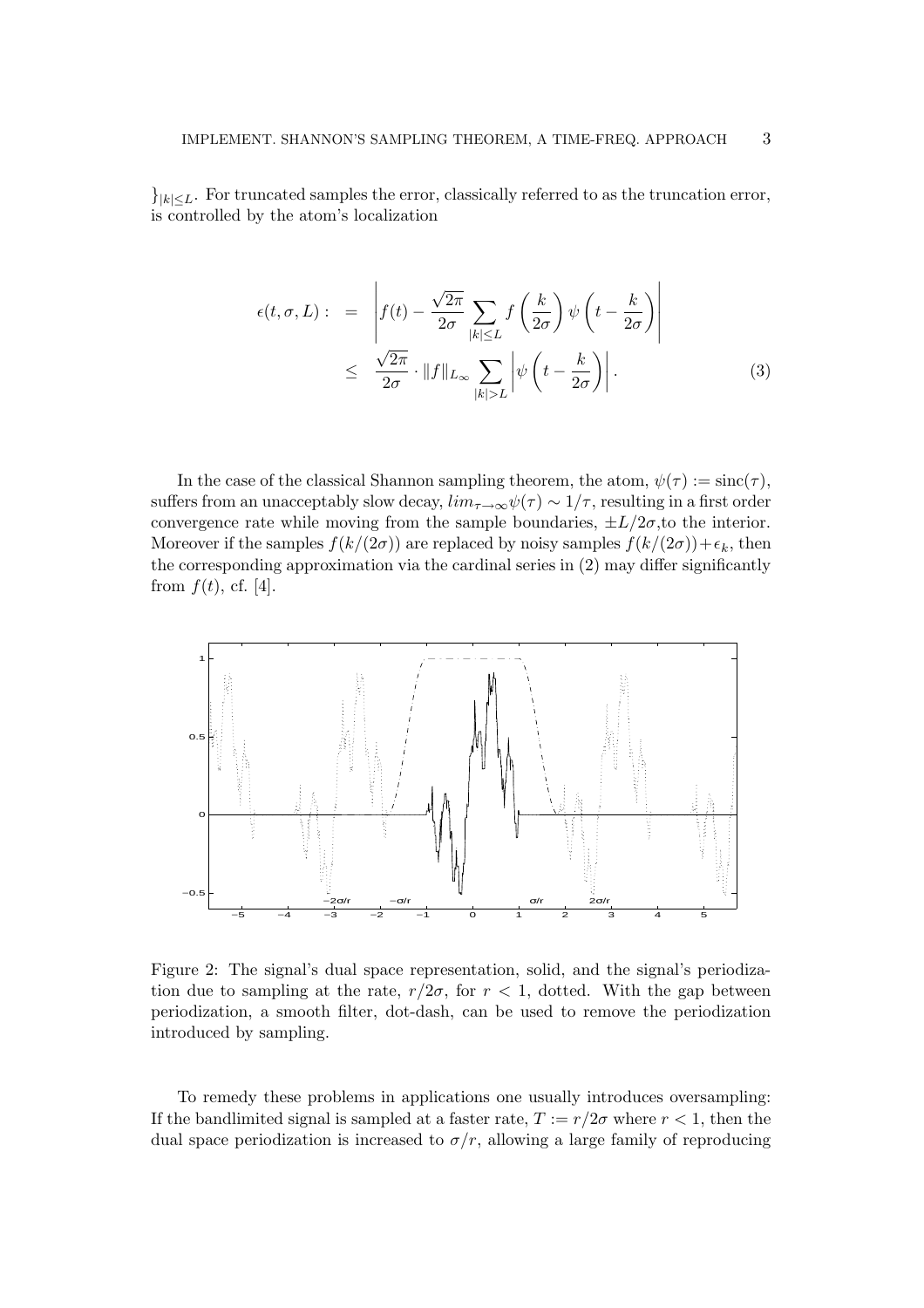$\}_{|k|\le L}$. For truncated samples the error, classically referred to as the truncation error, is controlled by the atom's localization

$$
\begin{aligned}
\epsilon(t,\sigma,L) :&= \left| f(t) - \frac{\sqrt{2\pi}}{2\sigma} \sum_{|k|\le L} f\left(\frac{k}{2\sigma}\right) \psi\left(t - \frac{k}{2\sigma}\right) \right| \\
&\le \frac{\sqrt{2\pi}}{2\sigma} \cdot \|f\|_{L_\infty} \sum_{|k|>L} \left| \psi\left(t - \frac{k}{2\sigma}\right) \right|. \qquad (3)
\end{aligned}
$$

In the case of the classical Shannon sampling theorem, the atom, $\psi(\tau) := \mathrm{sinc}(\tau)$, suffers from an unacceptably slow decay, $lim_{\tau\to\infty}\psi(\tau) \sim 1/\tau$, resulting in a first order convergence rate while moving from the sample boundaries, $\pm L/2\sigma$,to the interior. Moreover if the samples $f(k/(2\sigma))$ are replaced by noisy samples $f(k/(2\sigma))+\epsilon_k$, then the corresponding approximation via the cardinal series in (2) may differ significantly from $f(t)$, cf. [4].

Figure 2: The signal's dual space representation, solid, and the signal's periodization due to sampling at the rate, $r/2\sigma$, for $r < 1$, dotted. With the gap between periodization, a smooth filter, dot-dash, can be used to remove the periodization introduced by sampling.

To remedy these problems in applications one usually introduces oversampling: If the bandlimited signal is sampled at a faster rate, $T := r/2\sigma$ where $r < 1$, then the dual space periodization is increased to $\sigma/r$, allowing a large family of reproducing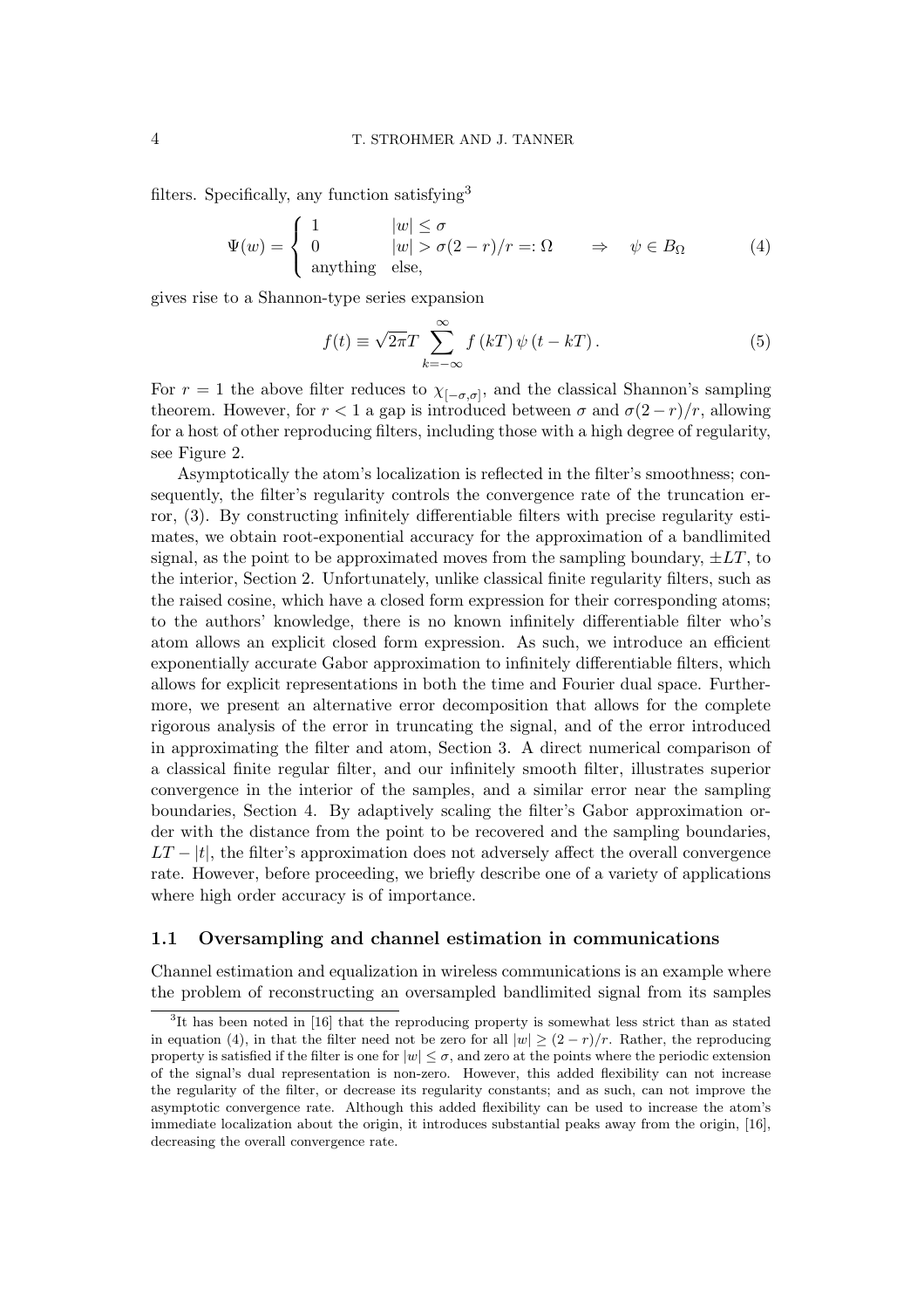filters. Specifically, any function satisfying[3]

$$\Psi(w) = \begin{cases} 1 & |w| \le \sigma \\ 0 & |w| > \sigma(2-r)/r =: \Omega \\ \text{anything} & \text{else,} \end{cases} \quad \Rightarrow \quad \psi \in B_\Omega \tag{4}$$

gives rise to a Shannon-type series expansion

$$f(t) \equiv \sqrt{2\pi} T \sum_{k=-\infty}^{\infty} f(kT)\, \psi(t - kT). \tag{5}$$

For $r = 1$ the above filter reduces to $\chi_{[-\sigma,\sigma]}$, and the classical Shannon's sampling theorem. However, for $r < 1$ a gap is introduced between $\sigma$ and $\sigma(2-r)/r$, allowing for a host of other reproducing filters, including those with a high degree of regularity, see Figure 2.

Asymptotically the atom's localization is reflected in the filter's smoothness; consequently, the filter's regularity controls the convergence rate of the truncation error, (3). By constructing infinitely differentiable filters with precise regularity estimates, we obtain root-exponential accuracy for the approximation of a bandlimited signal, as the point to be approximated moves from the sampling boundary, $\pm LT$, to the interior, Section 2. Unfortunately, unlike classical finite regularity filters, such as the raised cosine, which have a closed form expression for their corresponding atoms; to the authors' knowledge, there is no known infinitely differentiable filter who's atom allows an explicit closed form expression. As such, we introduce an efficient exponentially accurate Gabor approximation to infinitely differentiable filters, which allows for explicit representations in both the time and Fourier dual space. Furthermore, we present an alternative error decomposition that allows for the complete rigorous analysis of the error in truncating the signal, and of the error introduced in approximating the filter and atom, Section 3. A direct numerical comparison of a classical finite regular filter, and our infinitely smooth filter, illustrates superior convergence in the interior of the samples, and a similar error near the sampling boundaries, Section 4. By adaptively scaling the filter's Gabor approximation order with the distance from the point to be recovered and the sampling boundaries, $LT - |t|$, the filter's approximation does not adversely affect the overall convergence rate. However, before proceeding, we briefly describe one of a variety of applications where high order accuracy is of importance.

### 1.1 Oversampling and channel estimation in communications

Channel estimation and equalization in wireless communications is an example where the problem of reconstructing an oversampled bandlimited signal from its samples

---

[3] It has been noted in [16] that the reproducing property is somewhat less strict than as stated in equation (4), in that the filter need not be zero for all $|w| \ge (2-r)/r$. Rather, the reproducing property is satisfied if the filter is one for $|w| \le \sigma$, and zero at the points where the periodic extension of the signal's dual representation is non-zero. However, this added flexibility can not increase the regularity of the filter, or decrease its regularity constants; and as such, can not improve the asymptotic convergence rate. Although this added flexibility can be used to increase the atom's immediate localization about the origin, it introduces substantial peaks away from the origin, [16], decreasing the overall convergence rate.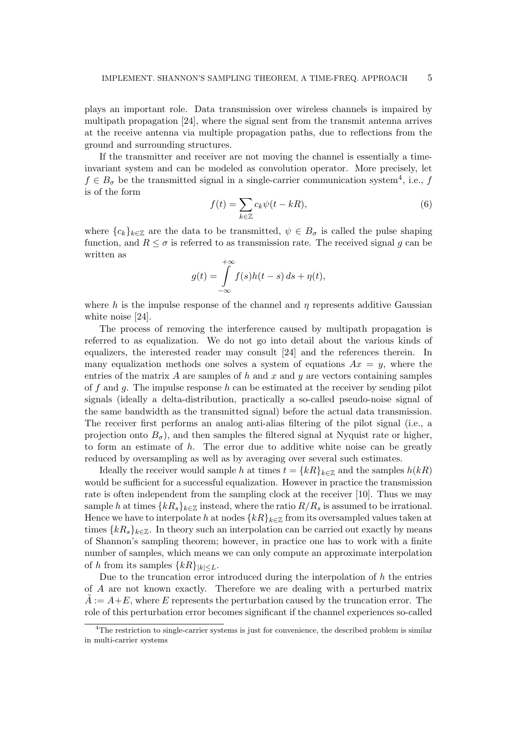plays an important role. Data transmission over wireless channels is impaired by multipath propagation [24], where the signal sent from the transmit antenna arrives at the receive antenna via multiple propagation paths, due to reflections from the ground and surrounding structures.

If the transmitter and receiver are not moving the channel is essentially a time-invariant system and can be modeled as convolution operator. More precisely, let $f \in B_\sigma$ be the transmitted signal in a single-carrier communication system[4], i.e., $f$ is of the form

$$f(t) = \sum_{k \in \mathbb{Z}} c_k \psi(t - kR), \tag{6}$$

where $\{c_k\}_{k \in \mathbb{Z}}$ are the data to be transmitted, $\psi \in B_\sigma$ is called the pulse shaping function, and $R \leq \sigma$ is referred to as transmission rate. The received signal $g$ can be written as

$$g(t) = \int_{-\infty}^{+\infty} f(s) h(t - s) \, ds + \eta(t),$$

where $h$ is the impulse response of the channel and $\eta$ represents additive Gaussian white noise [24].

The process of removing the interference caused by multipath propagation is referred to as equalization. We do not go into detail about the various kinds of equalizers, the interested reader may consult [24] and the references therein. In many equalization methods one solves a system of equations $Ax = y$, where the entries of the matrix $A$ are samples of $h$ and $x$ and $y$ are vectors containing samples of $f$ and $g$. The impulse response $h$ can be estimated at the receiver by sending pilot signals (ideally a delta-distribution, practically a so-called pseudo-noise signal of the same bandwidth as the transmitted signal) before the actual data transmission. The receiver first performs an analog anti-alias filtering of the pilot signal (i.e., a projection onto $B_\sigma$), and then samples the filtered signal at Nyquist rate or higher, to form an estimate of $h$. The error due to additive white noise can be greatly reduced by oversampling as well as by averaging over several such estimates.

Ideally the receiver would sample $h$ at times $t = \{kR\}_{k \in \mathbb{Z}}$ and the samples $h(kR)$ would be sufficient for a successful equalization. However in practice the transmission rate is often independent from the sampling clock at the receiver [10]. Thus we may sample $h$ at times $\{kR_s\}_{k \in \mathbb{Z}}$ instead, where the ratio $R/R_s$ is assumed to be irrational. Hence we have to interpolate $h$ at nodes $\{kR\}_{k \in \mathbb{Z}}$ from its oversampled values taken at times $\{kR_s\}_{k \in \mathbb{Z}}$. In theory such an interpolation can be carried out exactly by means of Shannon's sampling theorem; however, in practice one has to work with a finite number of samples, which means we can only compute an approximate interpolation of $h$ from its samples $\{kR\}_{|k| \leq L}$.

Due to the truncation error introduced during the interpolation of $h$ the entries of $A$ are not known exactly. Therefore we are dealing with a perturbed matrix $\tilde{A} := A + E$, where $E$ represents the perturbation caused by the truncation error. The role of this perturbation error becomes significant if the channel experiences so-called

[4] The restriction to single-carrier systems is just for convenience, the described problem is similar in multi-carrier systems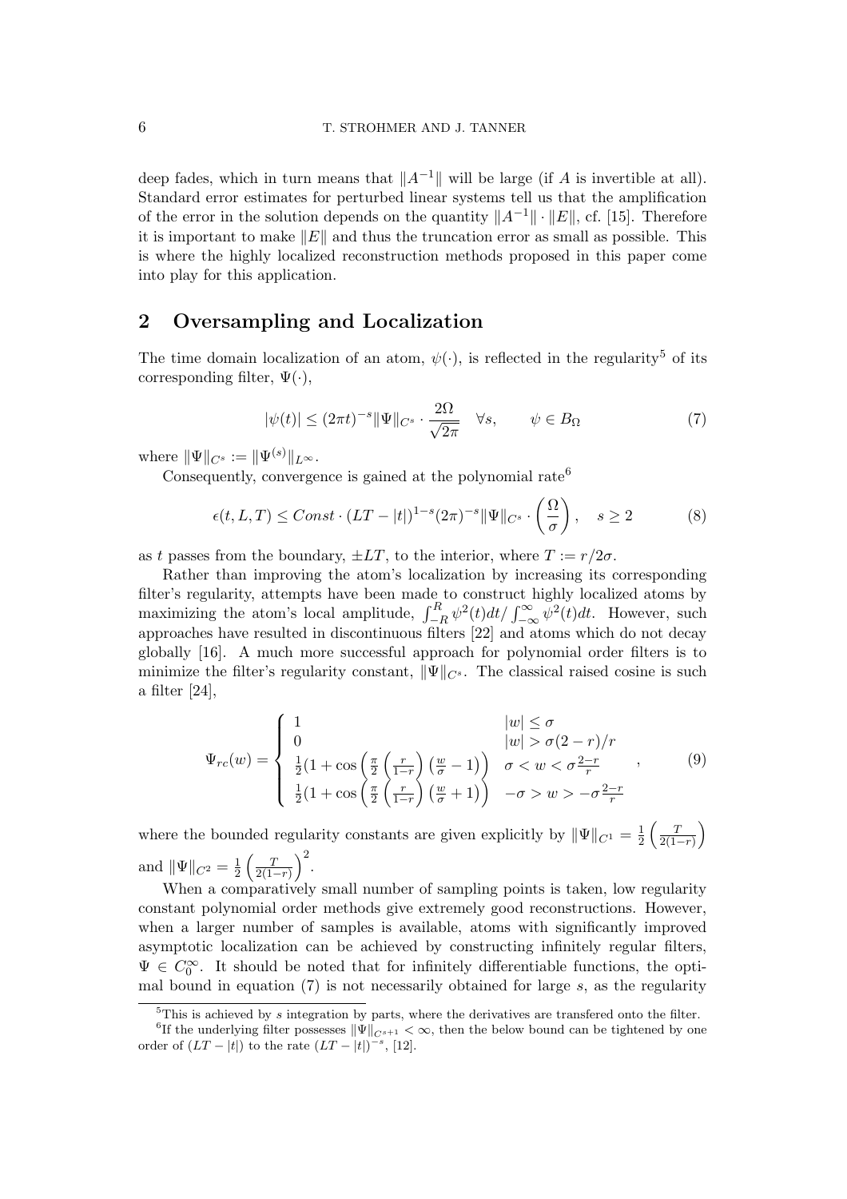deep fades, which in turn means that $\|A^{-1}\|$ will be large (if $A$ is invertible at all). Standard error estimates for perturbed linear systems tell us that the amplification of the error in the solution depends on the quantity $\|A^{-1}\| \cdot \|E\|$, cf. [15]. Therefore it is important to make $\|E\|$ and thus the truncation error as small as possible. This is where the highly localized reconstruction methods proposed in this paper come into play for this application.

## 2 Oversampling and Localization

The time domain localization of an atom, $\psi(\cdot)$, is reflected in the regularity[5] of its corresponding filter, $\Psi(\cdot)$,

$$|\psi(t)| \leq (2\pi t)^{-s} \|\Psi\|_{C^s} \cdot \frac{2\Omega}{\sqrt{2\pi}} \quad \forall s, \qquad \psi \in B_\Omega \tag{7}$$

where $\|\Psi\|_{C^s} := \|\Psi^{(s)}\|_{L^\infty}$.

Consequently, convergence is gained at the polynomial rate[6]

$$\epsilon(t, L, T) \leq Const \cdot (LT - |t|)^{1-s} (2\pi)^{-s} \|\Psi\|_{C^s} \cdot \left(\frac{\Omega}{\sigma}\right), \quad s \geq 2 \tag{8}$$

as $t$ passes from the boundary, $\pm LT$, to the interior, where $T := r/2\sigma$.

Rather than improving the atom's localization by increasing its corresponding filter's regularity, attempts have been made to construct highly localized atoms by maximizing the atom's local amplitude, $\int_{-R}^{R} \psi^2(t)dt / \int_{-\infty}^{\infty} \psi^2(t)dt$. However, such approaches have resulted in discontinuous filters [22] and atoms which do not decay globally [16]. A much more successful approach for polynomial order filters is to minimize the filter's regularity constant, $\|\Psi\|_{C^s}$. The classical raised cosine is such a filter [24],

$$\Psi_{rc}(w) = \begin{cases} 1 & |w| \leq \sigma \\ 0 & |w| > \sigma(2-r)/r \\ \frac{1}{2}(1 + \cos\left(\frac{\pi}{2}\left(\frac{r}{1-r}\right)\left(\frac{w}{\sigma} - 1\right)\right) & \sigma < w < \sigma\frac{2-r}{r} \\ \frac{1}{2}(1 + \cos\left(\frac{\pi}{2}\left(\frac{r}{1-r}\right)\left(\frac{w}{\sigma} + 1\right)\right) & -\sigma > w > -\sigma\frac{2-r}{r} \end{cases}, \tag{9}$$

where the bounded regularity constants are given explicitly by $\|\Psi\|_{C^1} = \frac{1}{2}\left(\frac{T}{2(1-r)}\right)$ and $\|\Psi\|_{C^2} = \frac{1}{2}\left(\frac{T}{2(1-r)}\right)^2$.

When a comparatively small number of sampling points is taken, low regularity constant polynomial order methods give extremely good reconstructions. However, when a larger number of samples is available, atoms with significantly improved asymptotic localization can be achieved by constructing infinitely regular filters, $\Psi \in C_0^\infty$. It should be noted that for infinitely differentiable functions, the optimal bound in equation (7) is not necessarily obtained for large $s$, as the regularity

[5] This is achieved by $s$ integration by parts, where the derivatives are transfered onto the filter.

[6] If the underlying filter possesses $\|\Psi\|_{C^{s+1}} < \infty$, then the below bound can be tightened by one order of $(LT - |t|)$ to the rate $(LT - |t|)^{-s}$, [12].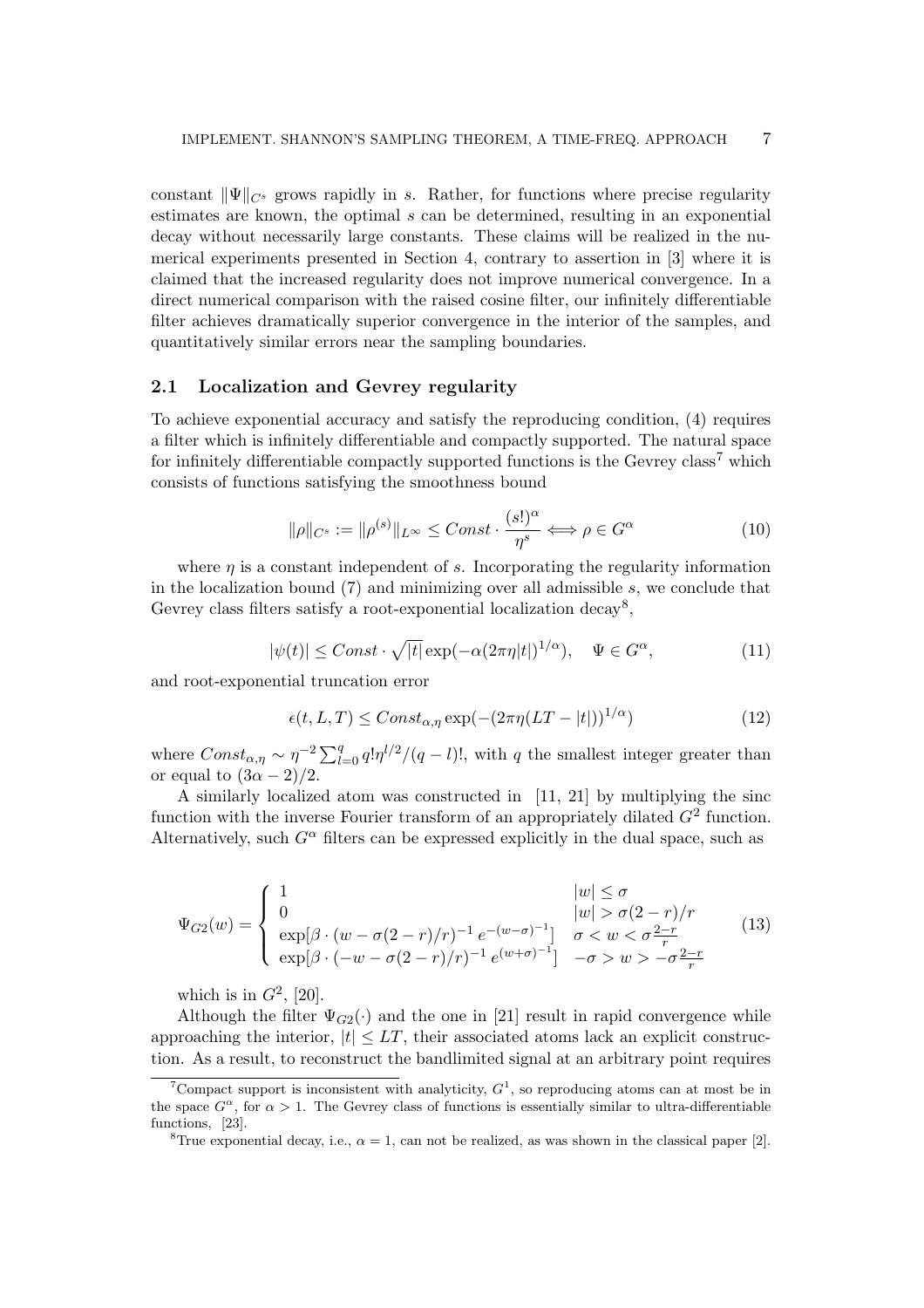constant $\|\Psi\|_{C^s}$ grows rapidly in $s$. Rather, for functions where precise regularity estimates are known, the optimal $s$ can be determined, resulting in an exponential decay without necessarily large constants. These claims will be realized in the numerical experiments presented in Section 4, contrary to assertion in [3] where it is claimed that the increased regularity does not improve numerical convergence. In a direct numerical comparison with the raised cosine filter, our infinitely differentiable filter achieves dramatically superior convergence in the interior of the samples, and quantitatively similar errors near the sampling boundaries.

### 2.1 Localization and Gevrey regularity

To achieve exponential accuracy and satisfy the reproducing condition, (4) requires a filter which is infinitely differentiable and compactly supported. The natural space for infinitely differentiable compactly supported functions is the Gevrey class[7] which consists of functions satisfying the smoothness bound

$$\|\rho\|_{C^s} := \|\rho^{(s)}\|_{L^\infty} \leq Const \cdot \frac{(s!)^\alpha}{\eta^s} \Longleftrightarrow \rho \in G^\alpha \tag{10}$$

where $\eta$ is a constant independent of $s$. Incorporating the regularity information in the localization bound (7) and minimizing over all admissible $s$, we conclude that Gevrey class filters satisfy a root-exponential localization decay[8],

$$|\psi(t)| \leq Const \cdot \sqrt{|t|}\exp(-\alpha(2\pi\eta|t|)^{1/\alpha}), \quad \Psi \in G^\alpha, \tag{11}$$

and root-exponential truncation error

$$\epsilon(t, L, T) \leq Const_{\alpha,\eta} \exp(-(2\pi\eta(LT - |t|))^{1/\alpha}) \tag{12}$$

where $Const_{\alpha,\eta} \sim \eta^{-2}\sum_{l=0}^{q} q!\eta^{l/2}/(q-l)!$, with $q$ the smallest integer greater than or equal to $(3\alpha - 2)/2$.

A similarly localized atom was constructed in [11, 21] by multiplying the sinc function with the inverse Fourier transform of an appropriately dilated $G^2$ function. Alternatively, such $G^\alpha$ filters can be expressed explicitly in the dual space, such as

$$\Psi_{G2}(w) = \begin{cases} 1 & |w| \leq \sigma \\ 0 & |w| > \sigma(2-r)/r \\ \exp[\beta \cdot (w - \sigma(2-r)/r)^{-1} e^{-(w-\sigma)^{-1}}] & \sigma < w < \sigma\frac{2-r}{r} \\ \exp[\beta \cdot (-w - \sigma(2-r)/r)^{-1} e^{(w+\sigma)^{-1}}] & -\sigma > w > -\sigma\frac{2-r}{r} \end{cases} \tag{13}$$

which is in $G^2$, [20].

Although the filter $\Psi_{G2}(\cdot)$ and the one in [21] result in rapid convergence while approaching the interior, $|t| \leq LT$, their associated atoms lack an explicit construction. As a result, to reconstruct the bandlimited signal at an arbitrary point requires

---

[7] Compact support is inconsistent with analyticity, $G^1$, so reproducing atoms can at most be in the space $G^\alpha$, for $\alpha > 1$. The Gevrey class of functions is essentially similar to ultra-differentiable functions, [23].

[8] True exponential decay, i.e., $\alpha = 1$, can not be realized, as was shown in the classical paper [2].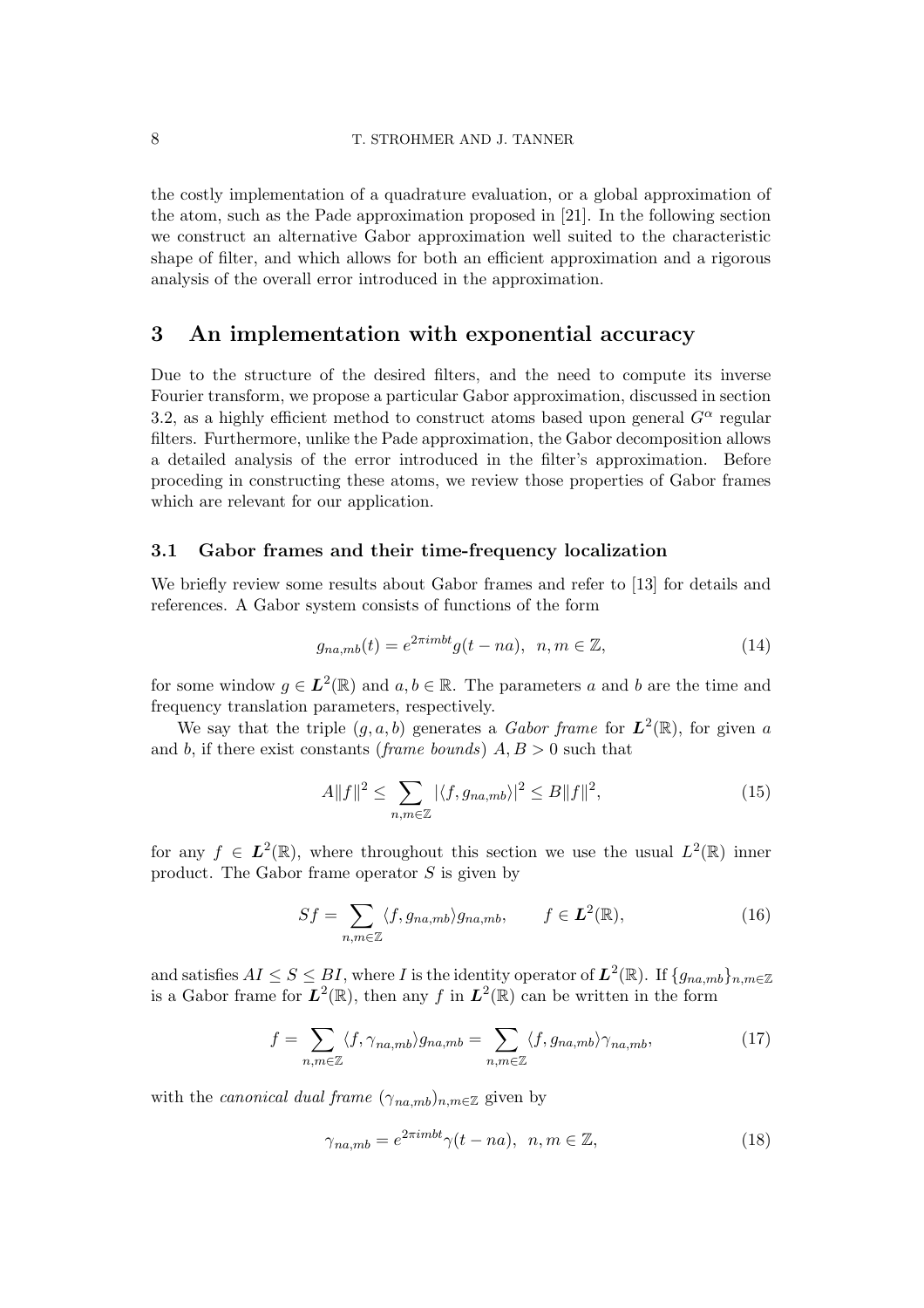the costly implementation of a quadrature evaluation, or a global approximation of the atom, such as the Pade approximation proposed in [21]. In the following section we construct an alternative Gabor approximation well suited to the characteristic shape of filter, and which allows for both an efficient approximation and a rigorous analysis of the overall error introduced in the approximation.

# 3 An implementation with exponential accuracy

Due to the structure of the desired filters, and the need to compute its inverse Fourier transform, we propose a particular Gabor approximation, discussed in section 3.2, as a highly efficient method to construct atoms based upon general $G^{\alpha}$ regular filters. Furthermore, unlike the Pade approximation, the Gabor decomposition allows a detailed analysis of the error introduced in the filter's approximation. Before proceding in constructing these atoms, we review those properties of Gabor frames which are relevant for our application.

## 3.1 Gabor frames and their time-frequency localization

We briefly review some results about Gabor frames and refer to [13] for details and references. A Gabor system consists of functions of the form

$$g_{na,mb}(t) = e^{2\pi imbt} g(t - na), \;\; n, m \in \mathbb{Z}, \tag{14}$$

for some window $g \in \boldsymbol{L}^2(\mathbb{R})$ and $a, b \in \mathbb{R}$. The parameters $a$ and $b$ are the time and frequency translation parameters, respectively.

We say that the triple $(g, a, b)$ generates a *Gabor frame* for $\boldsymbol{L}^2(\mathbb{R})$, for given $a$ and $b$, if there exist constants (*frame bounds*) $A, B > 0$ such that

$$A\|f\|^2 \leq \sum_{n,m\in\mathbb{Z}} |\langle f, g_{na,mb}\rangle|^2 \leq B\|f\|^2, \tag{15}$$

for any $f \in \boldsymbol{L}^2(\mathbb{R})$, where throughout this section we use the usual $L^2(\mathbb{R})$ inner product. The Gabor frame operator $S$ is given by

$$Sf = \sum_{n,m\in\mathbb{Z}} \langle f, g_{na,mb}\rangle g_{na,mb}, \qquad f \in \boldsymbol{L}^2(\mathbb{R}), \tag{16}$$

and satisfies $AI \leq S \leq BI$, where $I$ is the identity operator of $\boldsymbol{L}^2(\mathbb{R})$. If $\{g_{na,mb}\}_{n,m\in\mathbb{Z}}$ is a Gabor frame for $\boldsymbol{L}^2(\mathbb{R})$, then any $f$ in $\boldsymbol{L}^2(\mathbb{R})$ can be written in the form

$$f = \sum_{n,m\in\mathbb{Z}} \langle f, \gamma_{na,mb}\rangle g_{na,mb} = \sum_{n,m\in\mathbb{Z}} \langle f, g_{na,mb}\rangle \gamma_{na,mb}, \tag{17}$$

with the *canonical dual frame* $(\gamma_{na,mb})_{n,m\in\mathbb{Z}}$ given by

$$\gamma_{na,mb} = e^{2\pi imbt} \gamma(t - na), \;\; n, m \in \mathbb{Z}, \tag{18}$$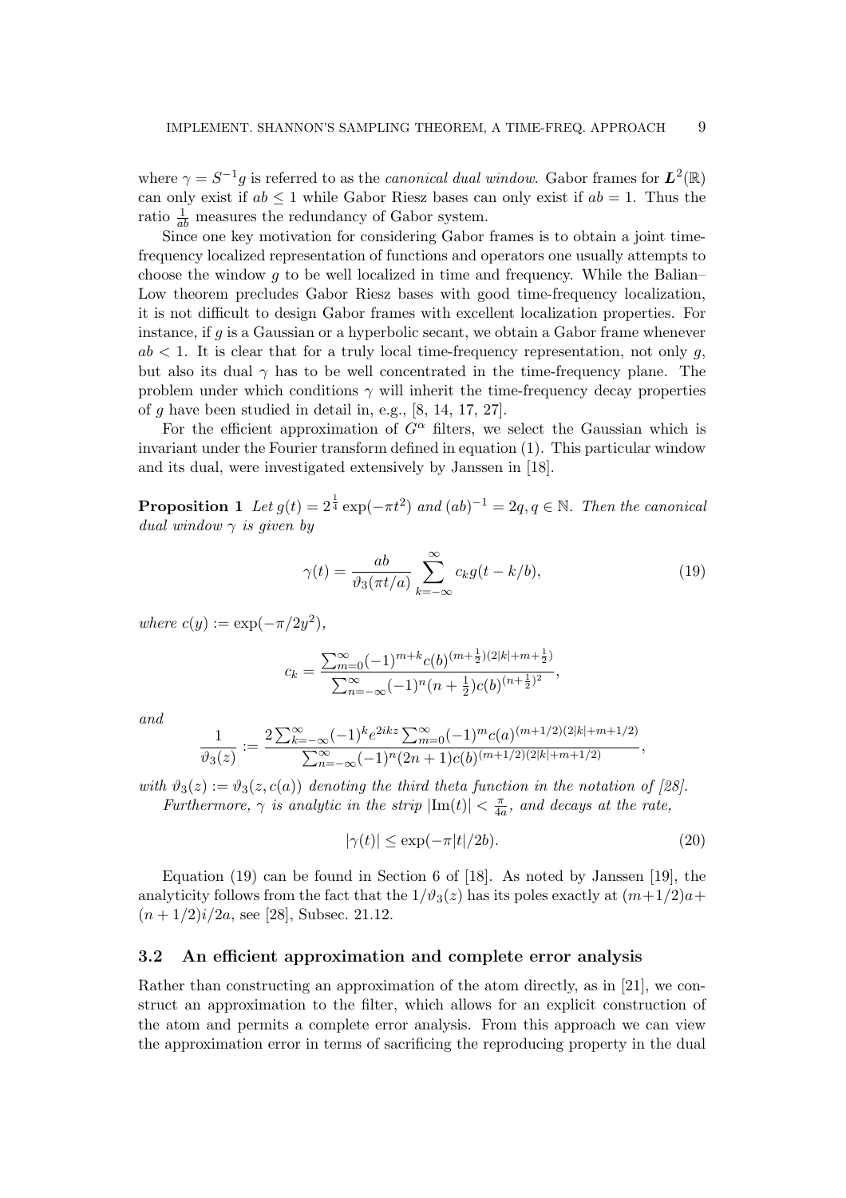where $\gamma = S^{-1}g$ is referred to as the *canonical dual window*. Gabor frames for $\boldsymbol{L}^2(\mathbb{R})$ can only exist if $ab \leq 1$ while Gabor Riesz bases can only exist if $ab = 1$. Thus the ratio $\frac{1}{ab}$ measures the redundancy of Gabor system.

Since one key motivation for considering Gabor frames is to obtain a joint time-frequency localized representation of functions and operators one usually attempts to choose the window $g$ to be well localized in time and frequency. While the Balian–Low theorem precludes Gabor Riesz bases with good time-frequency localization, it is not difficult to design Gabor frames with excellent localization properties. For instance, if $g$ is a Gaussian or a hyperbolic secant, we obtain a Gabor frame whenever $ab < 1$. It is clear that for a truly local time-frequency representation, not only $g$, but also its dual $\gamma$ has to be well concentrated in the time-frequency plane. The problem under which conditions $\gamma$ will inherit the time-frequency decay properties of $g$ have been studied in detail in, e.g., [8, 14, 17, 27].

For the efficient approximation of $G^\alpha$ filters, we select the Gaussian which is invariant under the Fourier transform defined in equation (1). This particular window and its dual, were investigated extensively by Janssen in [18].

**Proposition 1** *Let $g(t) = 2^{\frac{1}{4}} \exp(-\pi t^2)$ and $(ab)^{-1} = 2q, q \in \mathbb{N}$. Then the canonical dual window $\gamma$ is given by*

$$\gamma(t) = \frac{ab}{\vartheta_3(\pi t/a)} \sum_{k=-\infty}^{\infty} c_k g(t - k/b), \tag{19}$$

*where $c(y) := \exp(-\pi/2y^2)$,*

$$c_k = \frac{\sum_{m=0}^{\infty} (-1)^{m+k} c(b)^{(m+\frac{1}{2})(2|k|+m+\frac{1}{2})}}{\sum_{n=-\infty}^{\infty} (-1)^n (n+\frac{1}{2}) c(b)^{(n+\frac{1}{2})^2}},$$

*and*

$$\frac{1}{\vartheta_3(z)} := \frac{2\sum_{k=-\infty}^{\infty} (-1)^k e^{2ikz} \sum_{m=0}^{\infty} (-1)^m c(a)^{(m+1/2)(2|k|+m+1/2)}}{\sum_{n=-\infty}^{\infty} (-1)^n (2n+1) c(b)^{(m+1/2)(2|k|+m+1/2)}},$$

*with $\vartheta_3(z) := \vartheta_3(z, c(a))$ denoting the third theta function in the notation of [28].*

*Furthermore, $\gamma$ is analytic in the strip $|\mathrm{Im}(t)| < \frac{\pi}{4a}$, and decays at the rate,*

$$|\gamma(t)| \leq \exp(-\pi|t|/2b). \tag{20}$$

Equation (19) can be found in Section 6 of [18]. As noted by Janssen [19], the analyticity follows from the fact that the $1/\vartheta_3(z)$ has its poles exactly at $(m+1/2)a + (n+1/2)i/2a$, see [28], Subsec. 21.12.

### 3.2 An efficient approximation and complete error analysis

Rather than constructing an approximation of the atom directly, as in [21], we construct an approximation to the filter, which allows for an explicit construction of the atom and permits a complete error analysis. From this approach we can view the approximation error in terms of sacrificing the reproducing property in the dual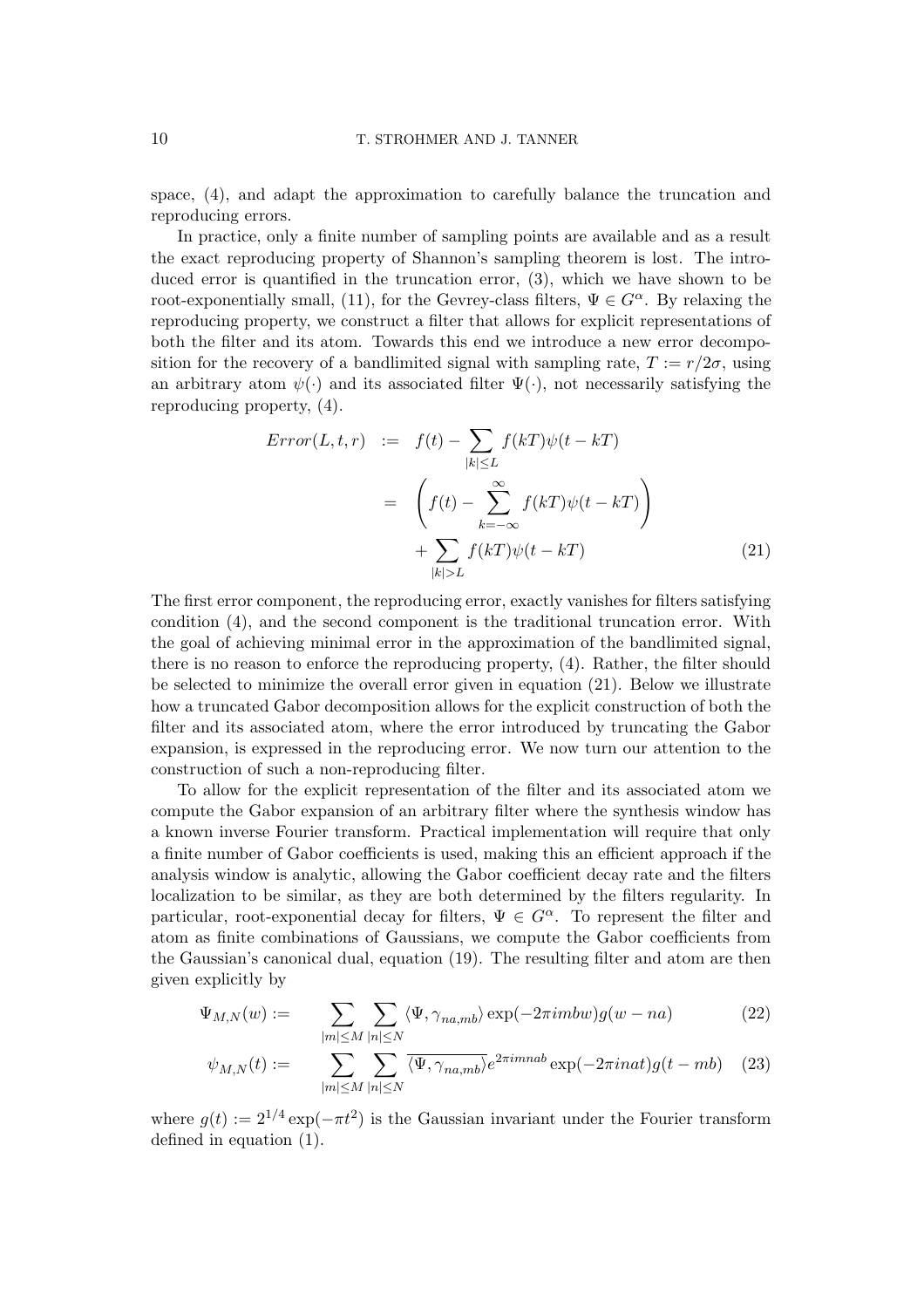space, (4), and adapt the approximation to carefully balance the truncation and reproducing errors.

In practice, only a finite number of sampling points are available and as a result the exact reproducing property of Shannon's sampling theorem is lost. The introduced error is quantified in the truncation error, (3), which we have shown to be root-exponentially small, (11), for the Gevrey-class filters, $\Psi \in G^\alpha$. By relaxing the reproducing property, we construct a filter that allows for explicit representations of both the filter and its atom. Towards this end we introduce a new error decomposition for the recovery of a bandlimited signal with sampling rate, $T := r/2\sigma$, using an arbitrary atom $\psi(\cdot)$ and its associated filter $\Psi(\cdot)$, not necessarily satisfying the reproducing property, (4).

$$
\begin{aligned}
Error(L,t,r) &:= f(t) - \sum_{|k|\le L} f(kT)\psi(t-kT) \\
&= \left( f(t) - \sum_{k=-\infty}^{\infty} f(kT)\psi(t-kT) \right) \\
&\quad + \sum_{|k|>L} f(kT)\psi(t-kT) \qquad (21)
\end{aligned}
$$

The first error component, the reproducing error, exactly vanishes for filters satisfying condition (4), and the second component is the traditional truncation error. With the goal of achieving minimal error in the approximation of the bandlimited signal, there is no reason to enforce the reproducing property, (4). Rather, the filter should be selected to minimize the overall error given in equation (21). Below we illustrate how a truncated Gabor decomposition allows for the explicit construction of both the filter and its associated atom, where the error introduced by truncating the Gabor expansion, is expressed in the reproducing error. We now turn our attention to the construction of such a non-reproducing filter.

To allow for the explicit representation of the filter and its associated atom we compute the Gabor expansion of an arbitrary filter where the synthesis window has a known inverse Fourier transform. Practical implementation will require that only a finite number of Gabor coefficients is used, making this an efficient approach if the analysis window is analytic, allowing the Gabor coefficient decay rate and the filters localization to be similar, as they are both determined by the filters regularity. In particular, root-exponential decay for filters, $\Psi \in G^\alpha$. To represent the filter and atom as finite combinations of Gaussians, we compute the Gabor coefficients from the Gaussian's canonical dual, equation (19). The resulting filter and atom are then given explicitly by

$$
\Psi_{M,N}(w) := \sum_{|m|\le M} \sum_{|n|\le N} \langle \Psi, \gamma_{na,mb} \rangle \exp(-2\pi i m b w) g(w-na) \qquad (22)
$$

$$
\psi_{M,N}(t) := \sum_{|m|\le M} \sum_{|n|\le N} \overline{\langle \Psi, \gamma_{na,mb} \rangle} e^{2\pi i m n a b} \exp(-2\pi i n a t) g(t-mb) \qquad (23)
$$

where $g(t) := 2^{1/4}\exp(-\pi t^2)$ is the Gaussian invariant under the Fourier transform defined in equation (1).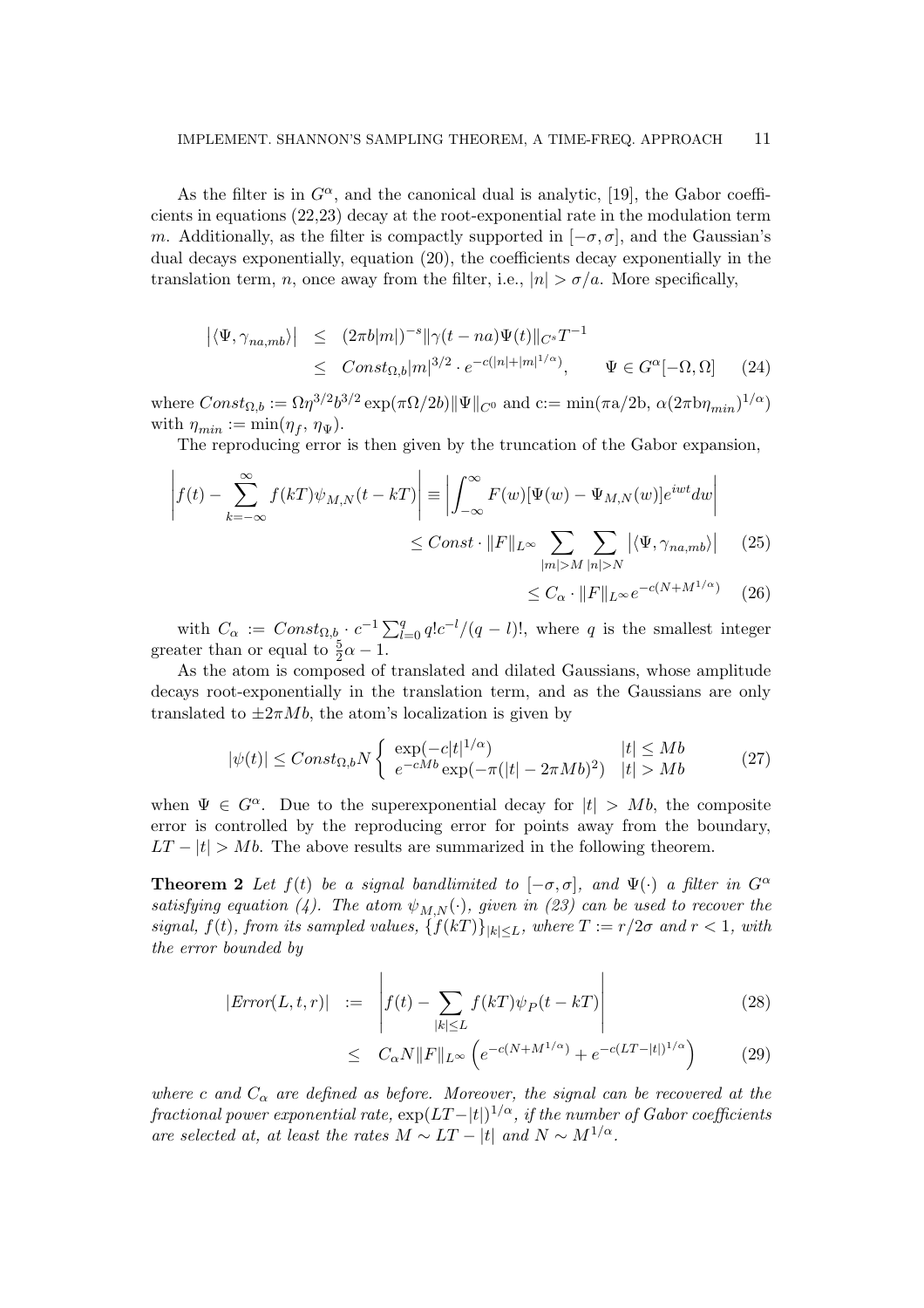As the filter is in $G^\alpha$, and the canonical dual is analytic, [19], the Gabor coefficients in equations (22,23) decay at the root-exponential rate in the modulation term $m$. Additionally, as the filter is compactly supported in $[-\sigma, \sigma]$, and the Gaussian's dual decays exponentially, equation (20), the coefficients decay exponentially in the translation term, $n$, once away from the filter, i.e., $|n| > \sigma/a$. More specifically,

$$
\begin{aligned}
\left|\langle \Psi, \gamma_{na,mb}\rangle\right| &\leq (2\pi b|m|)^{-s}\|\gamma(t-na)\Psi(t)\|_{C^s}T^{-1} \\
&\leq Const_{\Omega,b}|m|^{3/2} \cdot e^{-c(|n|+|m|^{1/\alpha})}, \qquad \Psi \in G^\alpha[-\Omega,\Omega] \qquad (24)
\end{aligned}
$$

where $Const_{\Omega,b} := \Omega\eta^{3/2}b^{3/2}\exp(\pi\Omega/2b)\|\Psi\|_{C^0}$ and c:= $\min(\pi a/2b,\ \alpha(2\pi b\eta_{min})^{1/\alpha})$ with $\eta_{min} := \min(\eta_f,\ \eta_\Psi)$.

The reproducing error is then given by the truncation of the Gabor expansion,

$$
\begin{aligned}
\left|f(t) - \sum_{k=-\infty}^{\infty} f(kT)\psi_{M,N}(t-kT)\right| &\equiv \left|\int_{-\infty}^{\infty} F(w)[\Psi(w) - \Psi_{M,N}(w)]e^{iwt}dw\right| \\
&\leq Const \cdot \|F\|_{L^\infty} \sum_{|m|>M}\sum_{|n|>N}\left|\langle \Psi, \gamma_{na,mb}\rangle\right| \qquad (25) \\
&\leq C_\alpha \cdot \|F\|_{L^\infty} e^{-c(N+M^{1/\alpha})} \qquad (26)
\end{aligned}
$$

with $C_\alpha := Const_{\Omega,b} \cdot c^{-1}\sum_{l=0}^{q} q!c^{-l}/(q-l)!$, where $q$ is the smallest integer greater than or equal to $\frac{5}{2}\alpha - 1$.

As the atom is composed of translated and dilated Gaussians, whose amplitude decays root-exponentially in the translation term, and as the Gaussians are only translated to $\pm 2\pi Mb$, the atom's localization is given by

$$
|\psi(t)| \leq Const_{\Omega,b}N \begin{cases} \exp(-c|t|^{1/\alpha}) & |t| \leq Mb \\ e^{-cMb}\exp(-\pi(|t| - 2\pi Mb)^2) & |t| > Mb \end{cases} \qquad (27)
$$

when $\Psi \in G^\alpha$. Due to the superexponential decay for $|t| > Mb$, the composite error is controlled by the reproducing error for points away from the boundary, $LT - |t| > Mb$. The above results are summarized in the following theorem.

**Theorem 2** *Let $f(t)$ be a signal bandlimited to $[-\sigma, \sigma]$, and $\Psi(\cdot)$ a filter in $G^\alpha$ satisfying equation (4). The atom $\psi_{M,N}(\cdot)$, given in (23) can be used to recover the signal, $f(t)$, from its sampled values, $\{f(kT)\}_{|k|\leq L}$, where $T := r/2\sigma$ and $r < 1$, with the error bounded by*

$$
\begin{aligned}
|Error(L,t,r)| &:= \left|f(t) - \sum_{|k|\leq L} f(kT)\psi_P(t-kT)\right| \qquad (28) \\
&\leq C_\alpha N\|F\|_{L^\infty}\left(e^{-c(N+M^{1/\alpha})} + e^{-c(LT-|t|)^{1/\alpha}}\right) \qquad (29)
\end{aligned}
$$

*where $c$ and $C_\alpha$ are defined as before. Moreover, the signal can be recovered at the fractional power exponential rate, $\exp(LT-|t|)^{1/\alpha}$, if the number of Gabor coefficients are selected at, at least the rates $M \sim LT - |t|$ and $N \sim M^{1/\alpha}$.*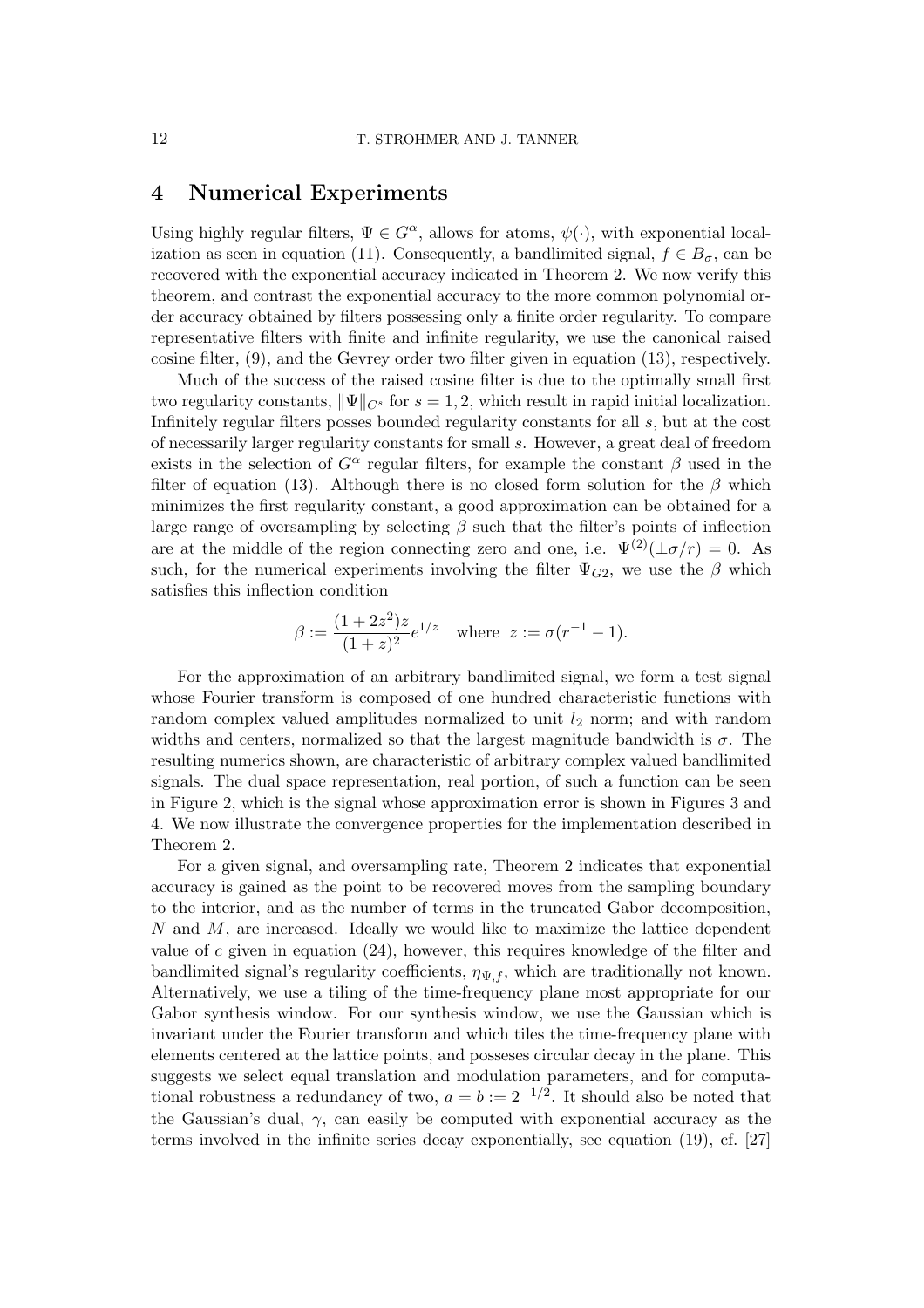## 4 Numerical Experiments

Using highly regular filters, $\Psi \in G^\alpha$, allows for atoms, $\psi(\cdot)$, with exponential localization as seen in equation (11). Consequently, a bandlimited signal, $f \in B_\sigma$, can be recovered with the exponential accuracy indicated in Theorem 2. We now verify this theorem, and contrast the exponential accuracy to the more common polynomial order accuracy obtained by filters possessing only a finite order regularity. To compare representative filters with finite and infinite regularity, we use the canonical raised cosine filter, (9), and the Gevrey order two filter given in equation (13), respectively.

Much of the success of the raised cosine filter is due to the optimally small first two regularity constants, $\|\Psi\|_{C^s}$ for $s = 1, 2$, which result in rapid initial localization. Infinitely regular filters posses bounded regularity constants for all $s$, but at the cost of necessarily larger regularity constants for small $s$. However, a great deal of freedom exists in the selection of $G^\alpha$ regular filters, for example the constant $\beta$ used in the filter of equation (13). Although there is no closed form solution for the $\beta$ which minimizes the first regularity constant, a good approximation can be obtained for a large range of oversampling by selecting $\beta$ such that the filter's points of inflection are at the middle of the region connecting zero and one, i.e. $\Psi^{(2)}(\pm\sigma/r) = 0$. As such, for the numerical experiments involving the filter $\Psi_{G2}$, we use the $\beta$ which satisfies this inflection condition

$$\beta := \frac{(1+2z^2)z}{(1+z)^2} e^{1/z} \quad \text{where} \;\; z := \sigma(r^{-1} - 1).$$

For the approximation of an arbitrary bandlimited signal, we form a test signal whose Fourier transform is composed of one hundred characteristic functions with random complex valued amplitudes normalized to unit $l_2$ norm; and with random widths and centers, normalized so that the largest magnitude bandwidth is $\sigma$. The resulting numerics shown, are characteristic of arbitrary complex valued bandlimited signals. The dual space representation, real portion, of such a function can be seen in Figure 2, which is the signal whose approximation error is shown in Figures 3 and 4. We now illustrate the convergence properties for the implementation described in Theorem 2.

For a given signal, and oversampling rate, Theorem 2 indicates that exponential accuracy is gained as the point to be recovered moves from the sampling boundary to the interior, and as the number of terms in the truncated Gabor decomposition, $N$ and $M$, are increased. Ideally we would like to maximize the lattice dependent value of $c$ given in equation (24), however, this requires knowledge of the filter and bandlimited signal's regularity coefficients, $\eta_{\Psi,f}$, which are traditionally not known. Alternatively, we use a tiling of the time-frequency plane most appropriate for our Gabor synthesis window. For our synthesis window, we use the Gaussian which is invariant under the Fourier transform and which tiles the time-frequency plane with elements centered at the lattice points, and posseses circular decay in the plane. This suggests we select equal translation and modulation parameters, and for computational robustness a redundancy of two, $a = b := 2^{-1/2}$. It should also be noted that the Gaussian's dual, $\gamma$, can easily be computed with exponential accuracy as the terms involved in the infinite series decay exponentially, see equation (19), cf. [27]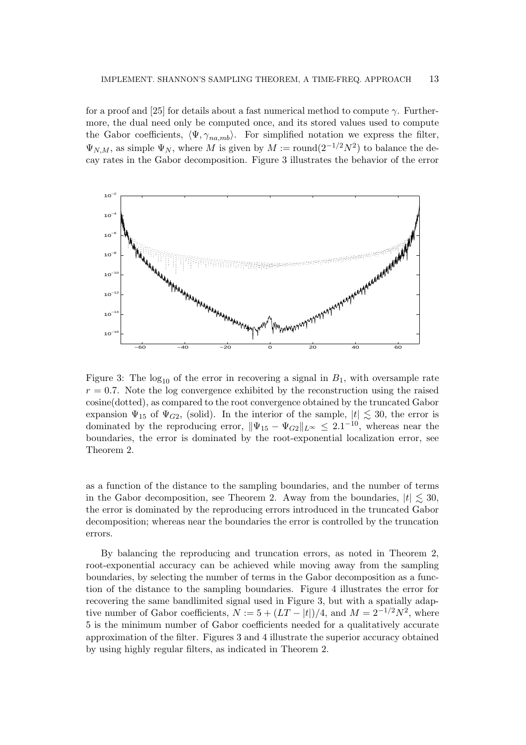for a proof and [25] for details about a fast numerical method to compute $\gamma$. Furthermore, the dual need only be computed once, and its stored values used to compute the Gabor coefficients, $\langle \Psi, \gamma_{na,mb} \rangle$. For simplified notation we express the filter, $\Psi_{N,M}$, as simple $\Psi_N$, where $M$ is given by $M := \text{round}(2^{-1/2}N^2)$ to balance the decay rates in the Gabor decomposition. Figure 3 illustrates the behavior of the error

Figure 3: The $\log_{10}$ of the error in recovering a signal in $B_1$, with oversample rate $r = 0.7$. Note the log convergence exhibited by the reconstruction using the raised cosine(dotted), as compared to the root convergence obtained by the truncated Gabor expansion $\Psi_{15}$ of $\Psi_{G2}$, (solid). In the interior of the sample, $|t| \lesssim 30$, the error is dominated by the reproducing error, $\|\Psi_{15} - \Psi_{G2}\|_{L^\infty} \leq 2.1^{-10}$, whereas near the boundaries, the error is dominated by the root-exponential localization error, see Theorem 2.

as a function of the distance to the sampling boundaries, and the number of terms in the Gabor decomposition, see Theorem 2. Away from the boundaries, $|t| \lesssim 30$, the error is dominated by the reproducing errors introduced in the truncated Gabor decomposition; whereas near the boundaries the error is controlled by the truncation errors.

By balancing the reproducing and truncation errors, as noted in Theorem 2, root-exponential accuracy can be achieved while moving away from the sampling boundaries, by selecting the number of terms in the Gabor decomposition as a function of the distance to the sampling boundaries. Figure 4 illustrates the error for recovering the same bandlimited signal used in Figure 3, but with a spatially adaptive number of Gabor coefficients, $N := 5 + (LT - |t|)/4$, and $M = 2^{-1/2}N^2$, where 5 is the minimum number of Gabor coefficients needed for a qualitatively accurate approximation of the filter. Figures 3 and 4 illustrate the superior accuracy obtained by using highly regular filters, as indicated in Theorem 2.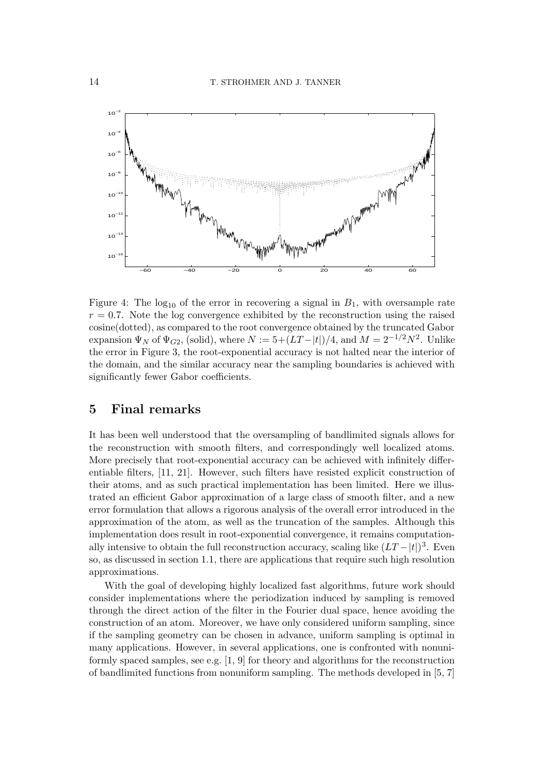Figure 4: The $\log_{10}$ of the error in recovering a signal in $B_1$, with oversample rate $r = 0.7$. Note the log convergence exhibited by the reconstruction using the raised cosine(dotted), as compared to the root convergence obtained by the truncated Gabor expansion $\Psi_N$ of $\Psi_{G2}$, (solid), where $N := 5 + (LT - |t|)/4$, and $M = 2^{-1/2}N^2$. Unlike the error in Figure 3, the root-exponential accuracy is not halted near the interior of the domain, and the similar accuracy near the sampling boundaries is achieved with significantly fewer Gabor coefficients.

## 5 Final remarks

It has been well understood that the oversampling of bandlimited signals allows for the reconstruction with smooth filters, and correspondingly well localized atoms. More precisely that root-exponential accuracy can be achieved with infinitely differentiable filters, [11, 21]. However, such filters have resisted explicit construction of their atoms, and as such practical implementation has been limited. Here we illustrated an efficient Gabor approximation of a large class of smooth filter, and a new error formulation that allows a rigorous analysis of the overall error introduced in the approximation of the atom, as well as the truncation of the samples. Although this implementation does result in root-exponential convergence, it remains computationally intensive to obtain the full reconstruction accuracy, scaling like $(LT - |t|)^3$. Even so, as discussed in section 1.1, there are applications that require such high resolution approximations.

With the goal of developing highly localized fast algorithms, future work should consider implementations where the periodization induced by sampling is removed through the direct action of the filter in the Fourier dual space, hence avoiding the construction of an atom. Moreover, we have only considered uniform sampling, since if the sampling geometry can be chosen in advance, uniform sampling is optimal in many applications. However, in several applications, one is confronted with nonuniformly spaced samples, see e.g. [1, 9] for theory and algorithms for the reconstruction of bandlimited functions from nonuniform sampling. The methods developed in [5, 7]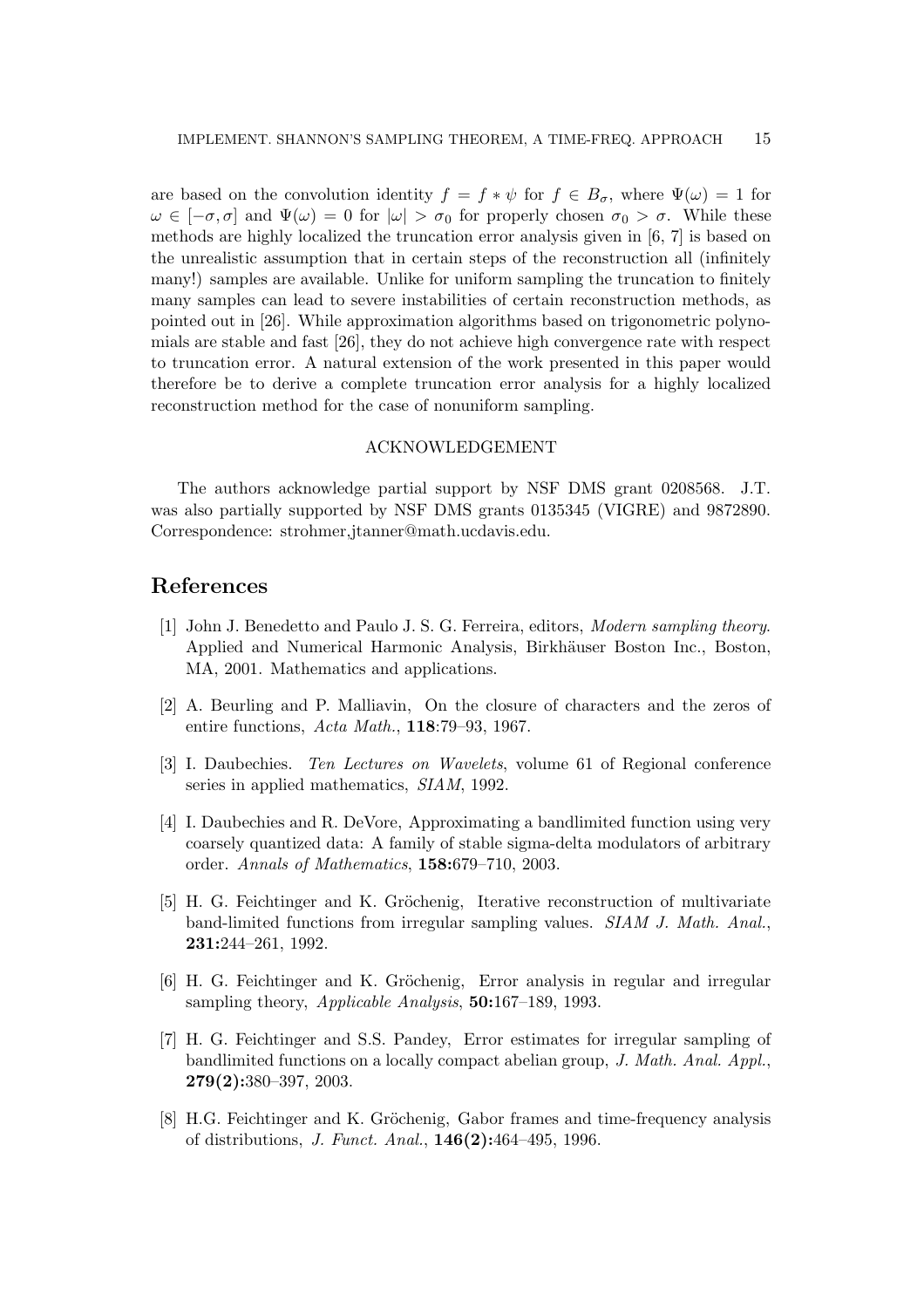are based on the convolution identity $f = f * \psi$ for $f \in B_\sigma$, where $\Psi(\omega) = 1$ for $\omega \in [-\sigma, \sigma]$ and $\Psi(\omega) = 0$ for $|\omega| > \sigma_0$ for properly chosen $\sigma_0 > \sigma$. While these methods are highly localized the truncation error analysis given in [6, 7] is based on the unrealistic assumption that in certain steps of the reconstruction all (infinitely many!) samples are available. Unlike for uniform sampling the truncation to finitely many samples can lead to severe instabilities of certain reconstruction methods, as pointed out in [26]. While approximation algorithms based on trigonometric polynomials are stable and fast [26], they do not achieve high convergence rate with respect to truncation error. A natural extension of the work presented in this paper would therefore be to derive a complete truncation error analysis for a highly localized reconstruction method for the case of nonuniform sampling.

## ACKNOWLEDGEMENT

The authors acknowledge partial support by NSF DMS grant 0208568. J.T. was also partially supported by NSF DMS grants 0135345 (VIGRE) and 9872890. Correspondence: strohmer,jtanner@math.ucdavis.edu.

# References

[1] John J. Benedetto and Paulo J. S. G. Ferreira, editors, *Modern sampling theory*. Applied and Numerical Harmonic Analysis, Birkhäuser Boston Inc., Boston, MA, 2001. Mathematics and applications.

[2] A. Beurling and P. Malliavin, On the closure of characters and the zeros of entire functions, *Acta Math.*, **118**:79–93, 1967.

[3] I. Daubechies. *Ten Lectures on Wavelets*, volume 61 of Regional conference series in applied mathematics, *SIAM*, 1992.

[4] I. Daubechies and R. DeVore, Approximating a bandlimited function using very coarsely quantized data: A family of stable sigma-delta modulators of arbitrary order. *Annals of Mathematics*, **158:**679–710, 2003.

[5] H. G. Feichtinger and K. Gröchenig, Iterative reconstruction of multivariate band-limited functions from irregular sampling values. *SIAM J. Math. Anal.*, **231:**244–261, 1992.

[6] H. G. Feichtinger and K. Gröchenig, Error analysis in regular and irregular sampling theory, *Applicable Analysis*, **50:**167–189, 1993.

[7] H. G. Feichtinger and S.S. Pandey, Error estimates for irregular sampling of bandlimited functions on a locally compact abelian group, *J. Math. Anal. Appl.*, **279(2):**380–397, 2003.

[8] H.G. Feichtinger and K. Gröchenig, Gabor frames and time-frequency analysis of distributions, *J. Funct. Anal.*, **146(2):**464–495, 1996.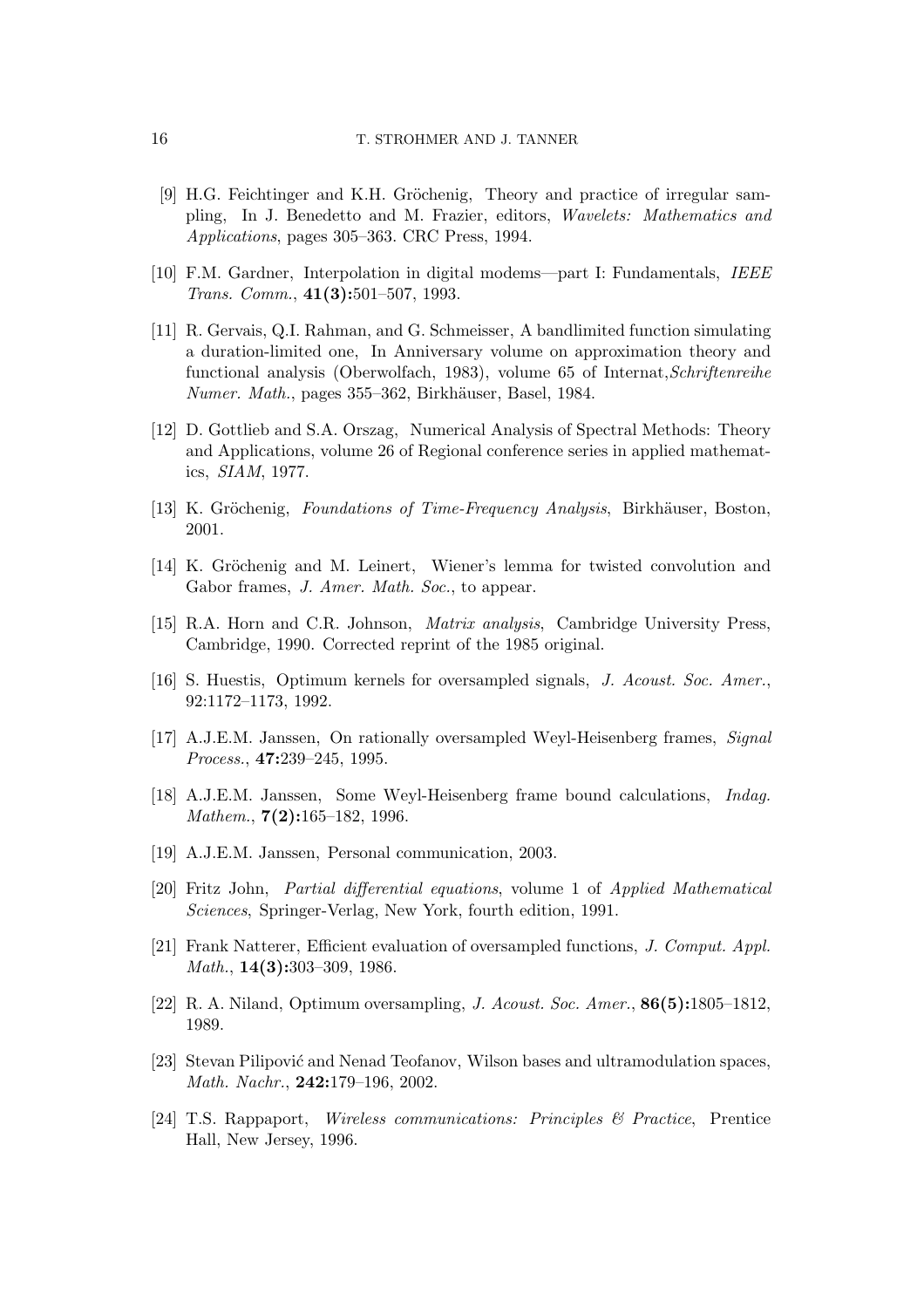[9] H.G. Feichtinger and K.H. Gröchenig, Theory and practice of irregular sampling, In J. Benedetto and M. Frazier, editors, *Wavelets: Mathematics and Applications*, pages 305–363. CRC Press, 1994.

[10] F.M. Gardner, Interpolation in digital modems—part I: Fundamentals, *IEEE Trans. Comm.*, **41(3):**501–507, 1993.

[11] R. Gervais, Q.I. Rahman, and G. Schmeisser, A bandlimited function simulating a duration-limited one, In Anniversary volume on approximation theory and functional analysis (Oberwolfach, 1983), volume 65 of Internat,*Schriftenreihe Numer. Math.*, pages 355–362, Birkhäuser, Basel, 1984.

[12] D. Gottlieb and S.A. Orszag, Numerical Analysis of Spectral Methods: Theory and Applications, volume 26 of Regional conference series in applied mathematics, *SIAM*, 1977.

[13] K. Gröchenig, *Foundations of Time-Frequency Analysis*, Birkhäuser, Boston, 2001.

[14] K. Gröchenig and M. Leinert, Wiener's lemma for twisted convolution and Gabor frames, *J. Amer. Math. Soc.*, to appear.

[15] R.A. Horn and C.R. Johnson, *Matrix analysis*, Cambridge University Press, Cambridge, 1990. Corrected reprint of the 1985 original.

[16] S. Huestis, Optimum kernels for oversampled signals, *J. Acoust. Soc. Amer.*, 92:1172–1173, 1992.

[17] A.J.E.M. Janssen, On rationally oversampled Weyl-Heisenberg frames, *Signal Process.*, **47:**239–245, 1995.

[18] A.J.E.M. Janssen, Some Weyl-Heisenberg frame bound calculations, *Indag. Mathem.*, **7(2):**165–182, 1996.

[19] A.J.E.M. Janssen, Personal communication, 2003.

[20] Fritz John, *Partial differential equations*, volume 1 of *Applied Mathematical Sciences*, Springer-Verlag, New York, fourth edition, 1991.

[21] Frank Natterer, Efficient evaluation of oversampled functions, *J. Comput. Appl. Math.*, **14(3):**303–309, 1986.

[22] R. A. Niland, Optimum oversampling, *J. Acoust. Soc. Amer.*, **86(5):**1805–1812, 1989.

[23] Stevan Pilipović and Nenad Teofanov, Wilson bases and ultramodulation spaces, *Math. Nachr.*, **242:**179–196, 2002.

[24] T.S. Rappaport, *Wireless communications: Principles & Practice*, Prentice Hall, New Jersey, 1996.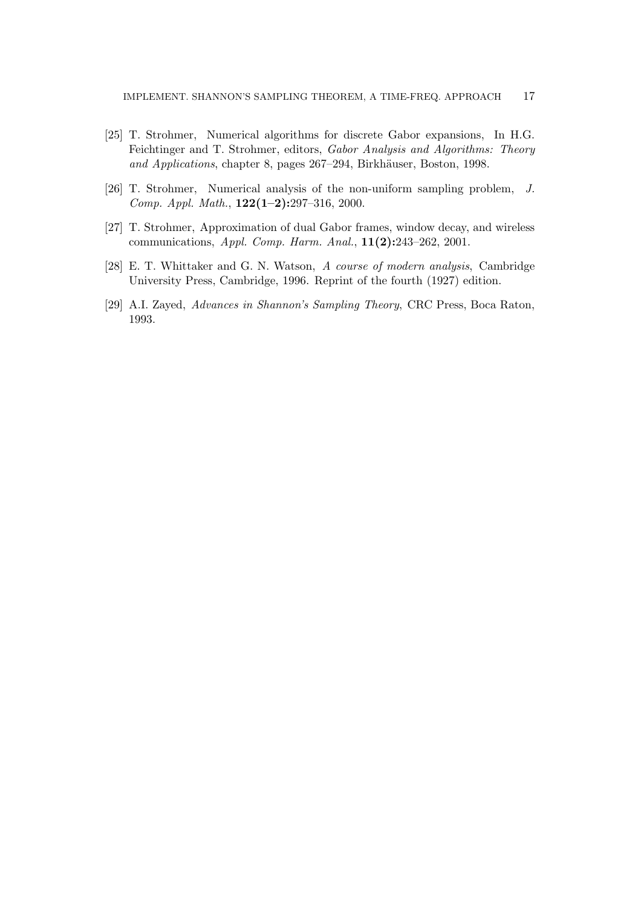[25] T. Strohmer, Numerical algorithms for discrete Gabor expansions, In H.G. Feichtinger and T. Strohmer, editors, *Gabor Analysis and Algorithms: Theory and Applications*, chapter 8, pages 267–294, Birkhäuser, Boston, 1998.

[26] T. Strohmer, Numerical analysis of the non-uniform sampling problem, *J. Comp. Appl. Math.*, **122(1–2):**297–316, 2000.

[27] T. Strohmer, Approximation of dual Gabor frames, window decay, and wireless communications, *Appl. Comp. Harm. Anal.*, **11(2):**243–262, 2001.

[28] E. T. Whittaker and G. N. Watson, *A course of modern analysis*, Cambridge University Press, Cambridge, 1996. Reprint of the fourth (1927) edition.

[29] A.I. Zayed, *Advances in Shannon's Sampling Theory*, CRC Press, Boca Raton, 1993.